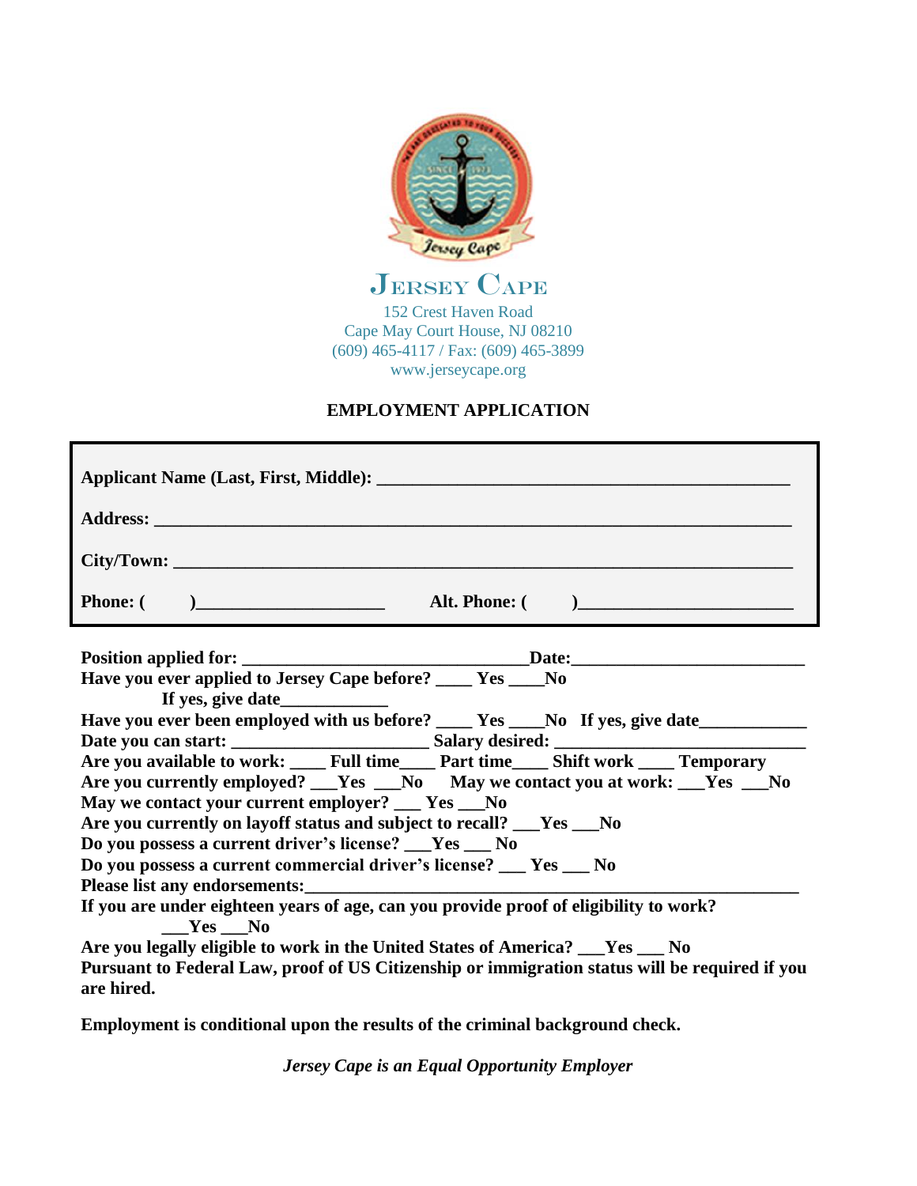# JERSEY CAPE

152 Crest Haven Road
Cape May Court House, NJ 08210
(609) 465-4117 / Fax: (609) 465-3899
www.jerseycape.org

## EMPLOYMENT APPLICATION

**Applicant Name (Last, First, Middle):** _______________________________________________

**Address:** _______________________________________________________________________

**City/Town:** _____________________________________________________________________

**Phone: (      )**____________________ **Alt. Phone: (      )**______________________

**Position applied for:** ______________________________ **Date:**_________________________

**Have you ever applied to Jersey Cape before?** ____ **Yes** ____**No**

**If yes, give date**____________

**Have you ever been employed with us before?** ____ **Yes** ____**No** **If yes, give date**____________

**Date you can start:** _____________________ **Salary desired:** ___________________________

**Are you available to work:** ____ **Full time**____ **Part time**____ **Shift work** ____ **Temporary**

**Are you currently employed?** ___**Yes** ___**No** **May we contact you at work:** ___**Yes** ___**No**

**May we contact your current employer?** ___ **Yes** ___**No**

**Are you currently on layoff status and subject to recall?** ___**Yes** ___**No**

**Do you possess a current driver's license?** ___**Yes** ___ **No**

**Do you possess a current commercial driver's license?** ___ **Yes** ___ **No**

**Please list any endorsements:**_____________________________________________________

**If you are under eighteen years of age, can you provide proof of eligibility to work?**

___**Yes** ___**No**

**Are you legally eligible to work in the United States of America?** ___**Yes** ___ **No**

**Pursuant to Federal Law, proof of US Citizenship or immigration status will be required if you are hired.**

**Employment is conditional upon the results of the criminal background check.**

***Jersey Cape is an Equal Opportunity Employer***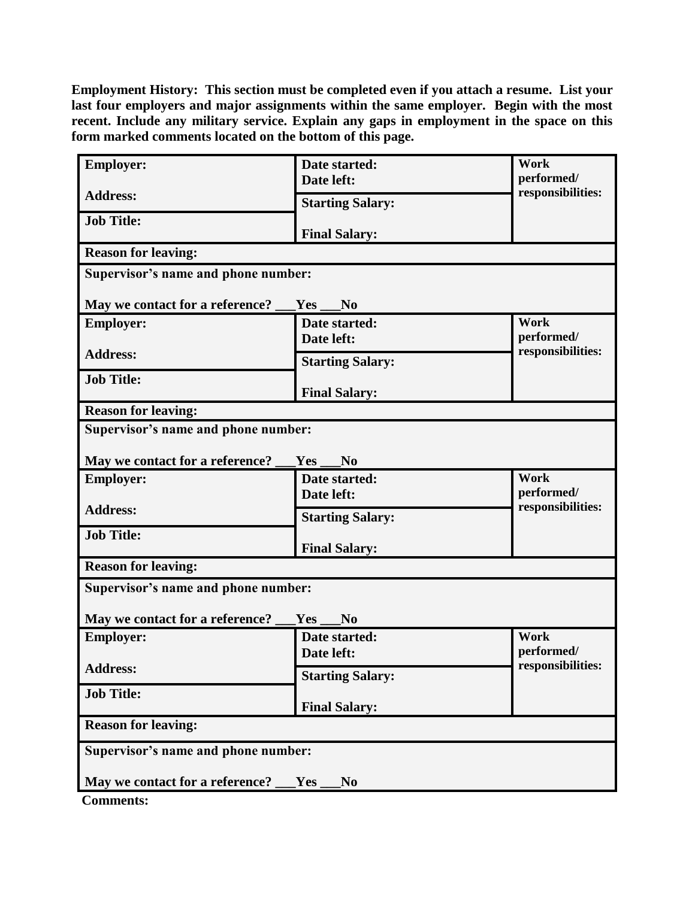**Employment History: This section must be completed even if you attach a resume. List your last four employers and major assignments within the same employer. Begin with the most recent. Include any military service. Explain any gaps in employment in the space on this form marked comments located on the bottom of this page.**

| | | |
|---|---|---|
| **Employer:**<br><br>**Address:** | **Date started:**<br>**Date left:** | **Work performed/ responsibilities:** |
| | **Starting Salary:** | |
| **Job Title:** | **Final Salary:** | |
| **Reason for leaving:** | | |
| **Supervisor's name and phone number:**<br><br>**May we contact for a reference? ___Yes ___No** | | |
| **Employer:**<br><br>**Address:** | **Date started:**<br>**Date left:** | **Work performed/ responsibilities:** |
| | **Starting Salary:** | |
| **Job Title:** | **Final Salary:** | |
| **Reason for leaving:** | | |
| **Supervisor's name and phone number:**<br><br>**May we contact for a reference? ___Yes ___No** | | |
| **Employer:**<br><br>**Address:** | **Date started:**<br>**Date left:** | **Work performed/ responsibilities:** |
| | **Starting Salary:** | |
| **Job Title:** | **Final Salary:** | |
| **Reason for leaving:** | | |
| **Supervisor's name and phone number:**<br><br>**May we contact for a reference? ___Yes ___No** | | |
| **Employer:**<br><br>**Address:** | **Date started:**<br>**Date left:** | **Work performed/ responsibilities:** |
| | **Starting Salary:** | |
| **Job Title:** | **Final Salary:** | |
| **Reason for leaving:** | | |
| **Supervisor's name and phone number:**<br><br>**May we contact for a reference? ___Yes ___No** | | |

**Comments:**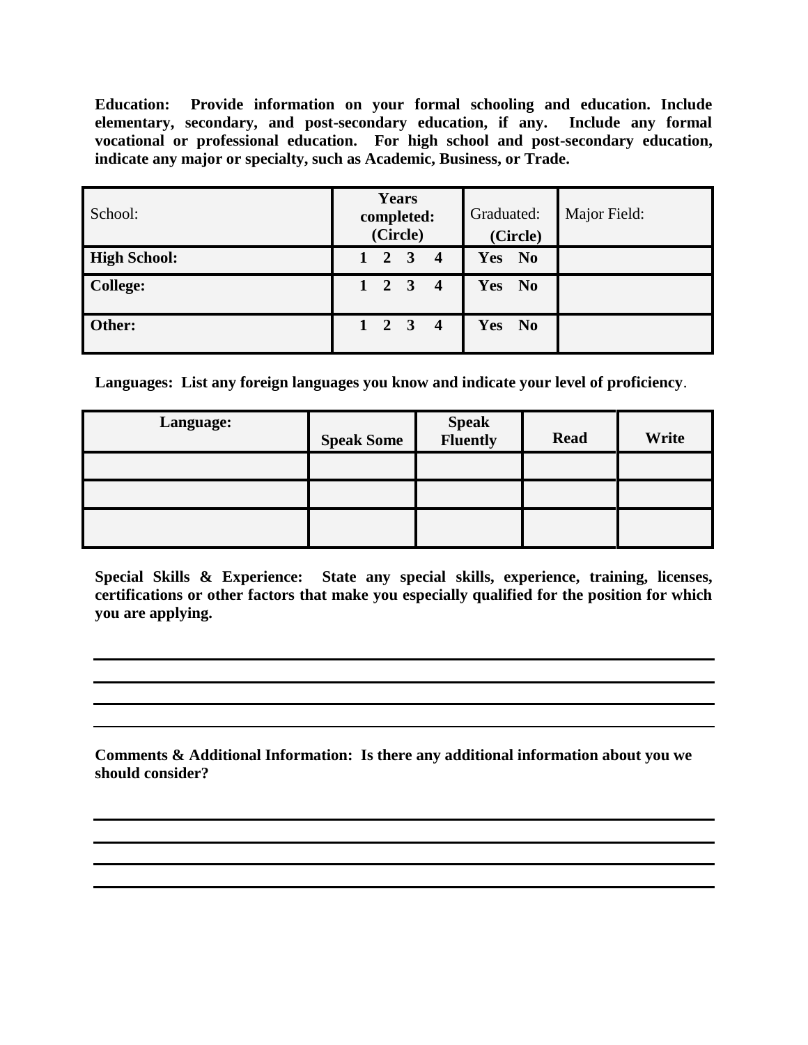**Education: Provide information on your formal schooling and education. Include elementary, secondary, and post-secondary education, if any. Include any formal vocational or professional education. For high school and post-secondary education, indicate any major or specialty, such as Academic, Business, or Trade.**

| School: | **Years completed: (Circle)** | Graduated: **(Circle)** | Major Field: |
|---|---|---|---|
| **High School:** | **1 2 3 4** | **Yes No** | |
| **College:** | **1 2 3 4** | **Yes No** | |
| **Other:** | **1 2 3 4** | **Yes No** | |

**Languages: List any foreign languages you know and indicate your level of proficiency**.

| **Language:** | **Speak Some** | **Speak Fluently** | **Read** | **Write** |
|---|---|---|---|---|
| | | | | |
| | | | | |
| | | | | |

**Special Skills & Experience: State any special skills, experience, training, licenses, certifications or other factors that make you especially qualified for the position for which you are applying.**

______________________________________________________________________________

______________________________________________________________________________

______________________________________________________________________________

______________________________________________________________________________

**Comments & Additional Information: Is there any additional information about you we should consider?**

______________________________________________________________________________

______________________________________________________________________________

______________________________________________________________________________

______________________________________________________________________________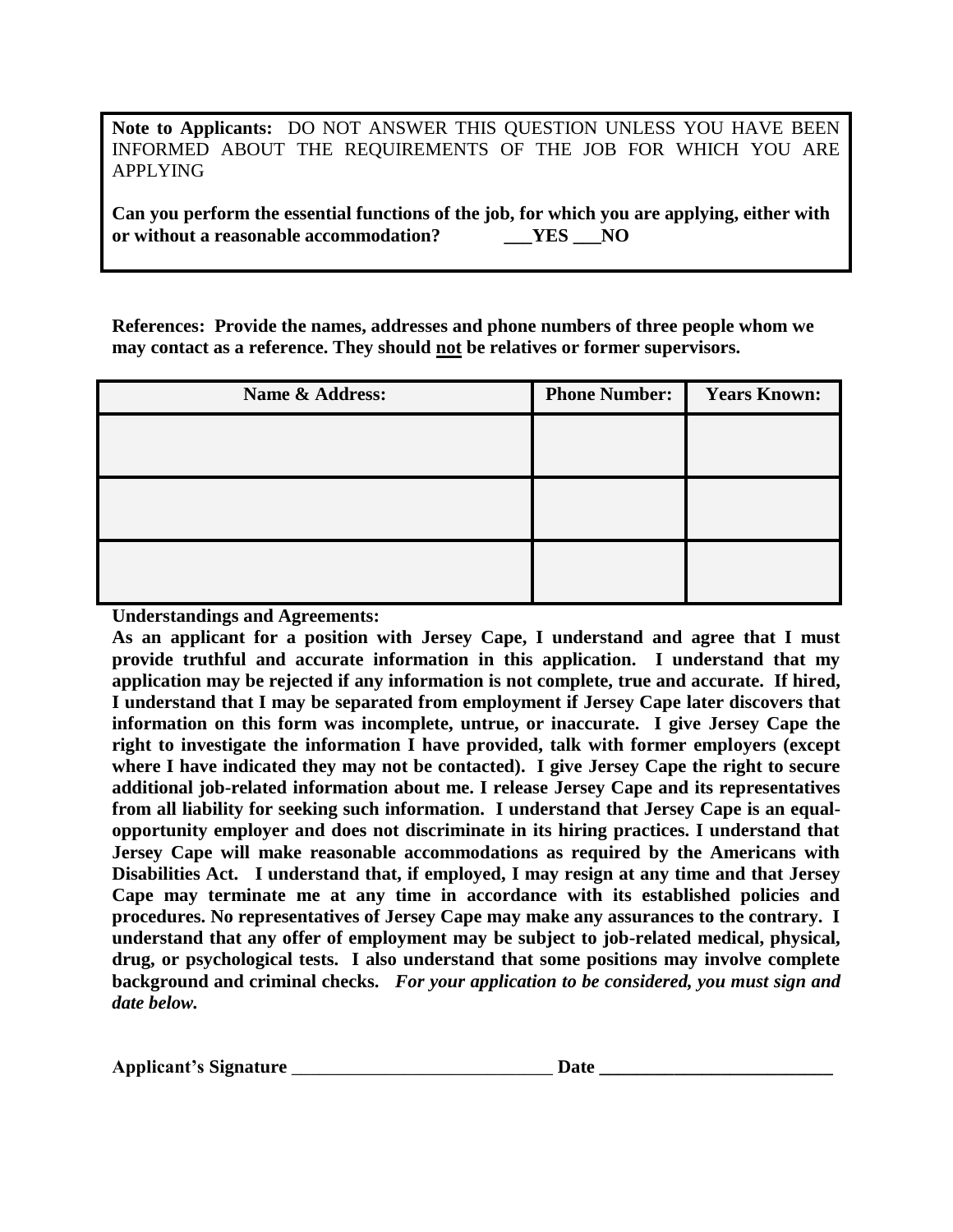**Note to Applicants:** DO NOT ANSWER THIS QUESTION UNLESS YOU HAVE BEEN INFORMED ABOUT THE REQUIREMENTS OF THE JOB FOR WHICH YOU ARE APPLYING

**Can you perform the essential functions of the job, for which you are applying, either with or without a reasonable accommodation? \_\_\_YES \_\_\_NO**

**References: Provide the names, addresses and phone numbers of three people whom we may contact as a reference. They should not be relatives or former supervisors.**

| Name & Address: | Phone Number: | Years Known: |
| --- | --- | --- |
| | | |
| | | |
| | | |

**Understandings and Agreements:**

**As an applicant for a position with Jersey Cape, I understand and agree that I must provide truthful and accurate information in this application. I understand that my application may be rejected if any information is not complete, true and accurate. If hired, I understand that I may be separated from employment if Jersey Cape later discovers that information on this form was incomplete, untrue, or inaccurate. I give Jersey Cape the right to investigate the information I have provided, talk with former employers (except where I have indicated they may not be contacted). I give Jersey Cape the right to secure additional job-related information about me. I release Jersey Cape and its representatives from all liability for seeking such information. I understand that Jersey Cape is an equal-opportunity employer and does not discriminate in its hiring practices. I understand that Jersey Cape will make reasonable accommodations as required by the Americans with Disabilities Act. I understand that, if employed, I may resign at any time and that Jersey Cape may terminate me at any time in accordance with its established policies and procedures. No representatives of Jersey Cape may make any assurances to the contrary. I understand that any offer of employment may be subject to job-related medical, physical, drug, or psychological tests. I also understand that some positions may involve complete background and criminal checks.** ***For your application to be considered, you must sign and date below.***

**Applicant's Signature** \_\_\_\_\_\_\_\_\_\_\_\_\_\_\_\_\_\_\_\_\_\_\_\_\_\_\_\_\_ **Date** \_\_\_\_\_\_\_\_\_\_\_\_\_\_\_\_\_\_\_\_\_\_\_\_\_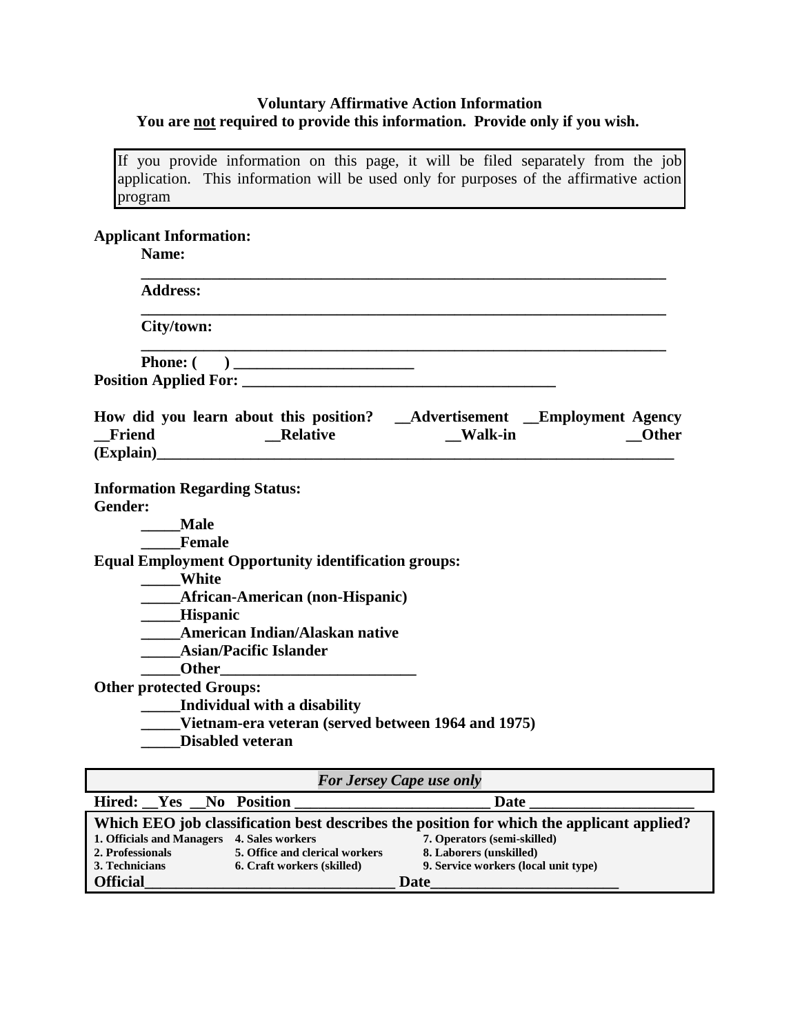**Voluntary Affirmative Action Information**
**You are not required to provide this information. Provide only if you wish.**

> If you provide information on this page, it will be filed separately from the job application. This information will be used only for purposes of the affirmative action program

**Applicant Information:**

**Name:** ______________________________________________________________

**Address:** ______________________________________________________________

**City/town:** ______________________________________________________________

**Phone: (     ) ________________________**

**Position Applied For: __________________________________________**

**How did you learn about this position? __Advertisement __Employment Agency __Friend __Relative __Walk-in __Other (Explain)______________________________________________________________________**

**Information Regarding Status:**

**Gender:**

- **_____Male**
- **_____Female**

**Equal Employment Opportunity identification groups:**

- **_____White**
- **_____African-American (non-Hispanic)**
- **_____Hispanic**
- **_____American Indian/Alaskan native**
- **_____Asian/Pacific Islander**
- **_____Other_________________________**

**Other protected Groups:**

- **_____Individual with a disability**
- **_____Vietnam-era veteran (served between 1964 and 1975)**
- **_____Disabled veteran**

***For Jersey Cape use only***

**Hired: __Yes __No Position _________________________ Date ____________________**

**Which EEO job classification best describes the position for which the applicant applied?**

| | | |
|---|---|---|
| **1. Officials and Managers** | **4. Sales workers** | **7. Operators (semi-skilled)** |
| **2. Professionals** | **5. Office and clerical workers** | **8. Laborers (unskilled)** |
| **3. Technicians** | **6. Craft workers (skilled)** | **9. Service workers (local unit type)** |

**Official________________________________ Date________________________**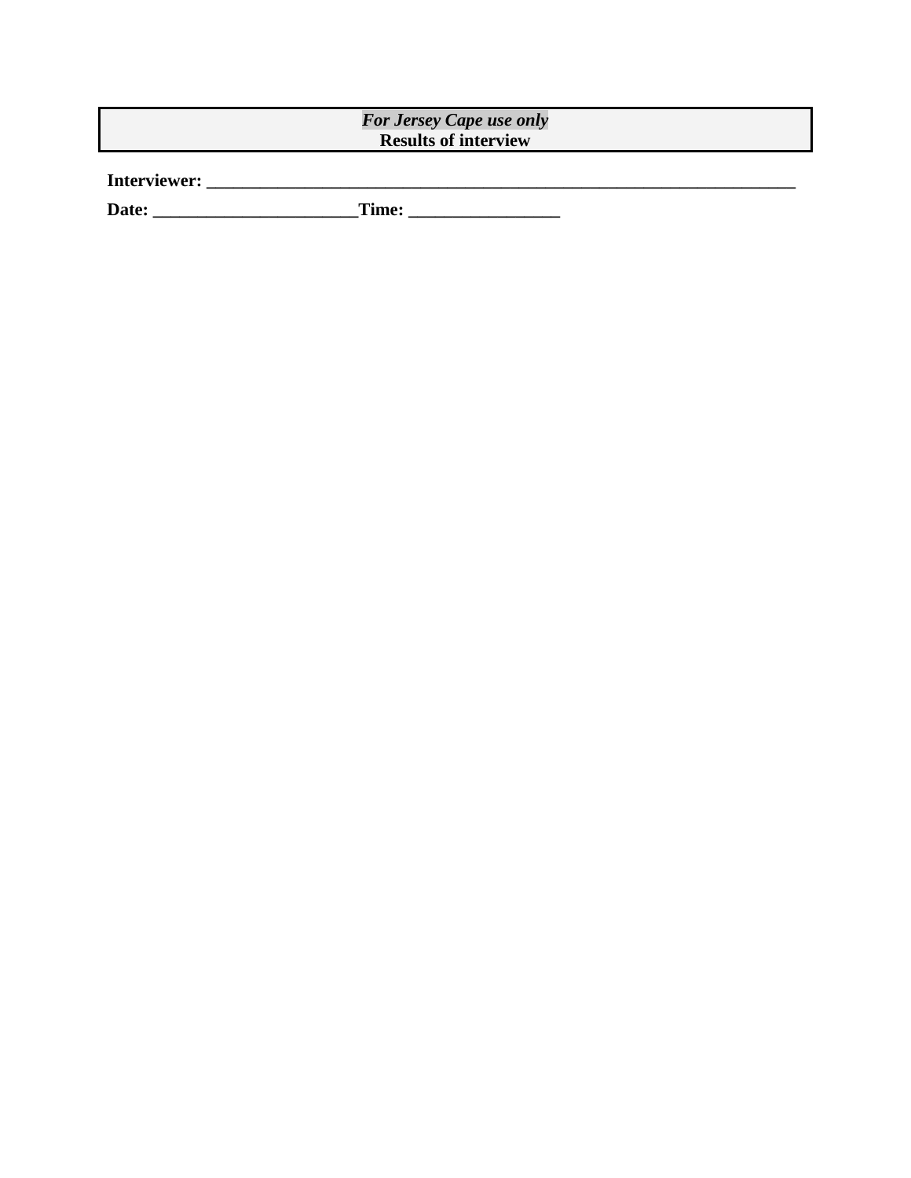***For Jersey Cape use only***
**Results of interview**

**Interviewer: ________________________________________________________________________**

**Date: _______________________Time: _________________**